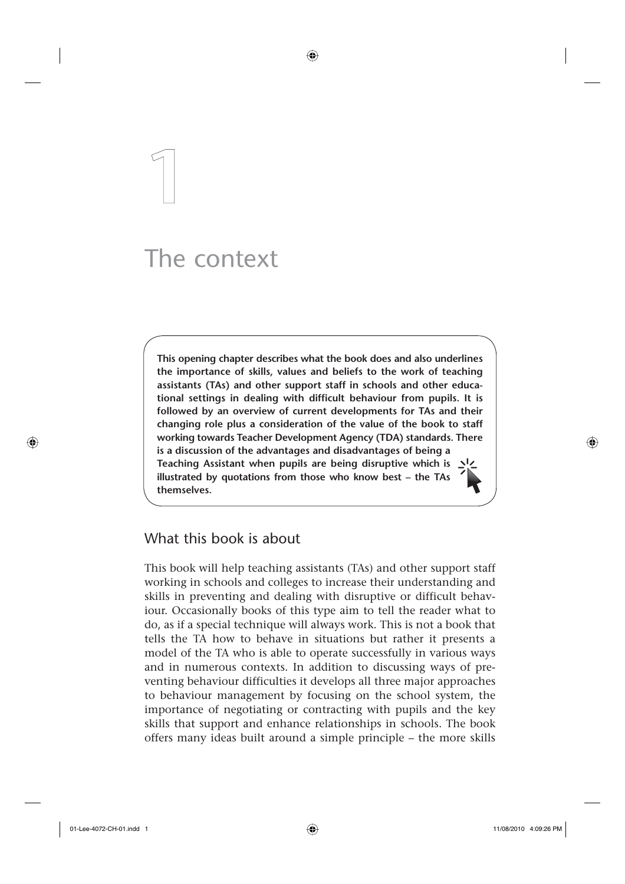# 1 The context

**This opening chapter describes what the book does and also underlines the importance of skills, values and beliefs to the work of teaching assistants (TAs) and other support staff in schools and other educational settings in dealing with difficult behaviour from pupils. It is followed by an overview of current developments for TAs and their changing role plus a consideration of the value of the book to staff working towards Teacher Development Agency (TDA) standards. There is a discussion of the advantages and disadvantages of being a Teaching Assistant when pupils are being disruptive which is illustrated by quotations from those who know best – the TAs themselves.**

## What this book is about

This book will help teaching assistants (TAs) and other support staff working in schools and colleges to increase their understanding and skills in preventing and dealing with disruptive or difficult behaviour. Occasionally books of this type aim to tell the reader what to do, as if a special technique will always work. This is not a book that tells the TA how to behave in situations but rather it presents a model of the TA who is able to operate successfully in various ways and in numerous contexts. In addition to discussing ways of preventing behaviour difficulties it develops all three major approaches to behaviour management by focusing on the school system, the importance of negotiating or contracting with pupils and the key skills that support and enhance relationships in schools. The book offers many ideas built around a simple principle – the more skills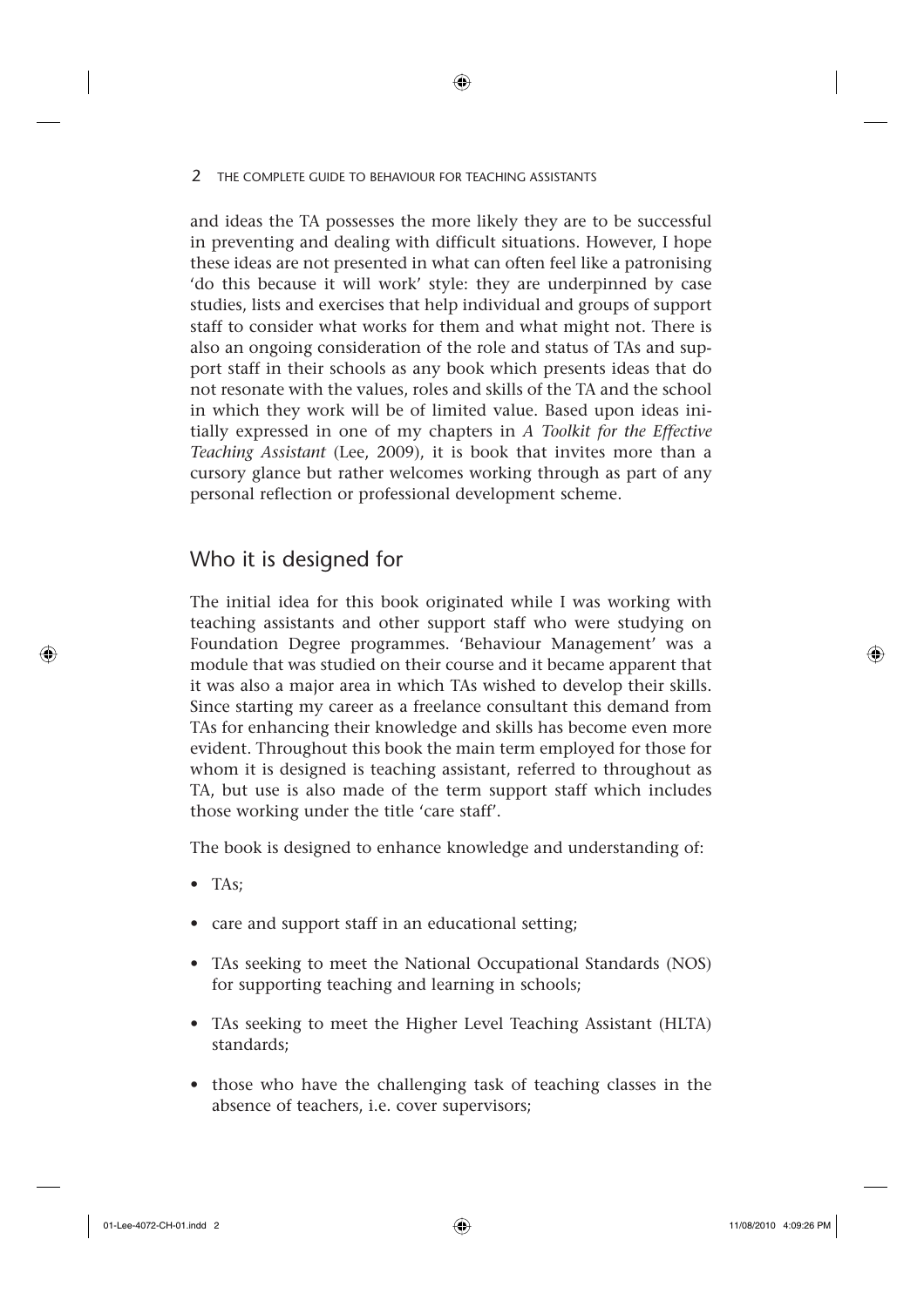and ideas the TA possesses the more likely they are to be successful in preventing and dealing with difficult situations. However, I hope these ideas are not presented in what can often feel like a patronising 'do this because it will work' style: they are underpinned by case studies, lists and exercises that help individual and groups of support staff to consider what works for them and what might not. There is also an ongoing consideration of the role and status of TAs and support staff in their schools as any book which presents ideas that do not resonate with the values, roles and skills of the TA and the school in which they work will be of limited value. Based upon ideas initially expressed in one of my chapters in *A Toolkit for the Effective Teaching Assistant* (Lee, 2009), it is book that invites more than a cursory glance but rather welcomes working through as part of any personal reflection or professional development scheme.

## Who it is designed for

The initial idea for this book originated while I was working with teaching assistants and other support staff who were studying on Foundation Degree programmes. 'Behaviour Management' was a module that was studied on their course and it became apparent that it was also a major area in which TAs wished to develop their skills. Since starting my career as a freelance consultant this demand from TAs for enhancing their knowledge and skills has become even more evident. Throughout this book the main term employed for those for whom it is designed is teaching assistant, referred to throughout as TA, but use is also made of the term support staff which includes those working under the title 'care staff'.

The book is designed to enhance knowledge and understanding of:

- TAs;
- care and support staff in an educational setting;
- TAs seeking to meet the National Occupational Standards (NOS) for supporting teaching and learning in schools;
- TAs seeking to meet the Higher Level Teaching Assistant (HLTA) standards;
- those who have the challenging task of teaching classes in the absence of teachers, i.e. cover supervisors;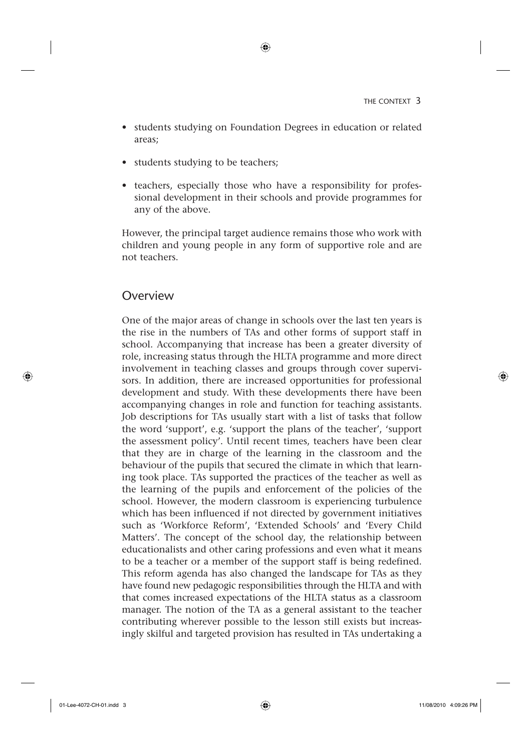- students studying on Foundation Degrees in education or related areas;
- students studying to be teachers;
- teachers, especially those who have a responsibility for professional development in their schools and provide programmes for any of the above.

However, the principal target audience remains those who work with children and young people in any form of supportive role and are not teachers.

## Overview

One of the major areas of change in schools over the last ten years is the rise in the numbers of TAs and other forms of support staff in school. Accompanying that increase has been a greater diversity of role, increasing status through the HLTA programme and more direct involvement in teaching classes and groups through cover supervisors. In addition, there are increased opportunities for professional development and study. With these developments there have been accompanying changes in role and function for teaching assistants. Job descriptions for TAs usually start with a list of tasks that follow the word 'support', e.g. 'support the plans of the teacher', 'support the assessment policy'. Until recent times, teachers have been clear that they are in charge of the learning in the classroom and the behaviour of the pupils that secured the climate in which that learning took place. TAs supported the practices of the teacher as well as the learning of the pupils and enforcement of the policies of the school. However, the modern classroom is experiencing turbulence which has been influenced if not directed by government initiatives such as 'Workforce Reform', 'Extended Schools' and 'Every Child Matters'. The concept of the school day, the relationship between educationalists and other caring professions and even what it means to be a teacher or a member of the support staff is being redefined. This reform agenda has also changed the landscape for TAs as they have found new pedagogic responsibilities through the HLTA and with that comes increased expectations of the HLTA status as a classroom manager. The notion of the TA as a general assistant to the teacher contributing wherever possible to the lesson still exists but increasingly skilful and targeted provision has resulted in TAs undertaking a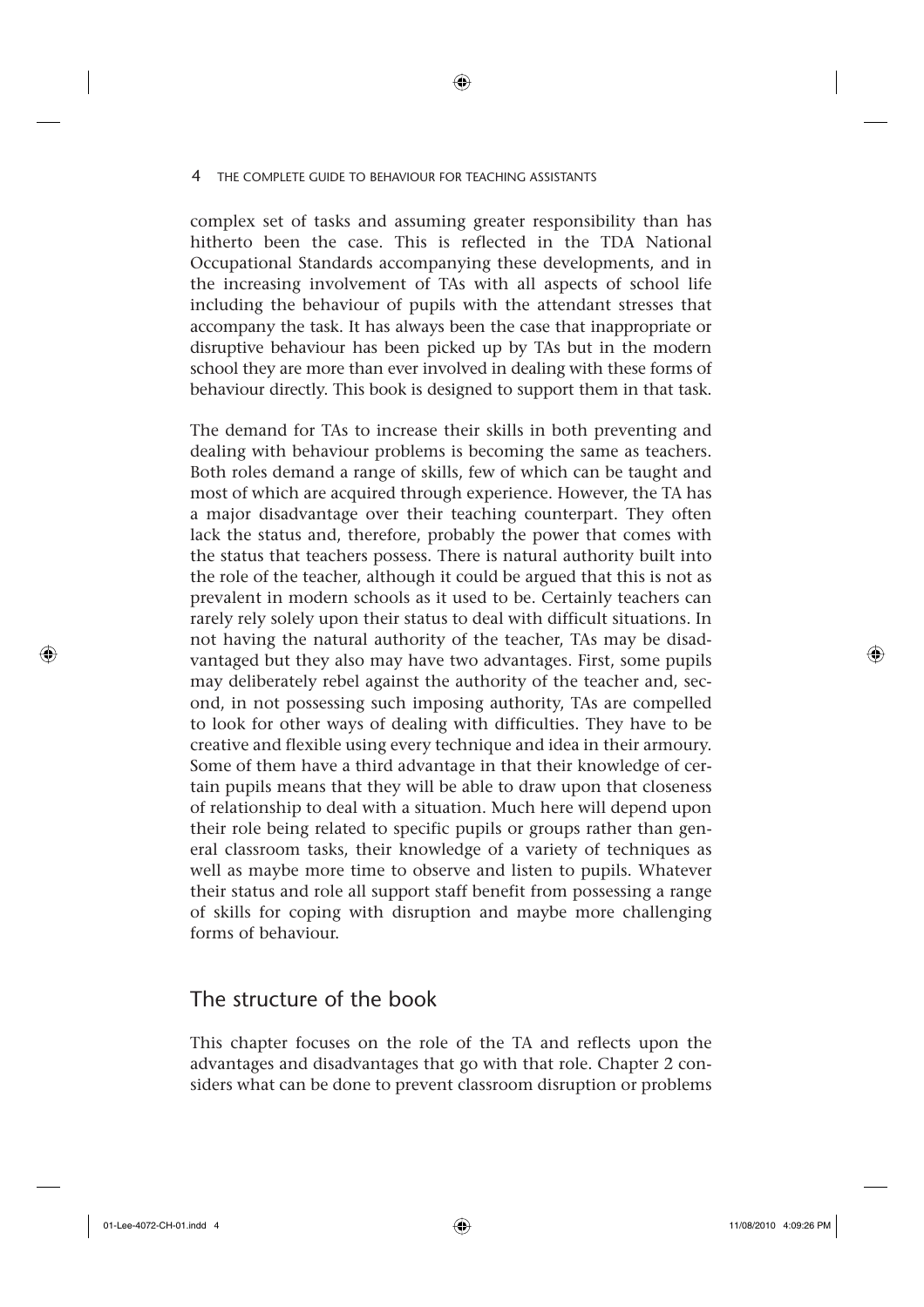complex set of tasks and assuming greater responsibility than has hitherto been the case. This is reflected in the TDA National Occupational Standards accompanying these developments, and in the increasing involvement of TAs with all aspects of school life including the behaviour of pupils with the attendant stresses that accompany the task. It has always been the case that inappropriate or disruptive behaviour has been picked up by TAs but in the modern school they are more than ever involved in dealing with these forms of behaviour directly. This book is designed to support them in that task.

The demand for TAs to increase their skills in both preventing and dealing with behaviour problems is becoming the same as teachers. Both roles demand a range of skills, few of which can be taught and most of which are acquired through experience. However, the TA has a major disadvantage over their teaching counterpart. They often lack the status and, therefore, probably the power that comes with the status that teachers possess. There is natural authority built into the role of the teacher, although it could be argued that this is not as prevalent in modern schools as it used to be. Certainly teachers can rarely rely solely upon their status to deal with difficult situations. In not having the natural authority of the teacher, TAs may be disadvantaged but they also may have two advantages. First, some pupils may deliberately rebel against the authority of the teacher and, second, in not possessing such imposing authority, TAs are compelled to look for other ways of dealing with difficulties. They have to be creative and flexible using every technique and idea in their armoury. Some of them have a third advantage in that their knowledge of certain pupils means that they will be able to draw upon that closeness of relationship to deal with a situation. Much here will depend upon their role being related to specific pupils or groups rather than general classroom tasks, their knowledge of a variety of techniques as well as maybe more time to observe and listen to pupils. Whatever their status and role all support staff benefit from possessing a range of skills for coping with disruption and maybe more challenging forms of behaviour.

## The structure of the book

This chapter focuses on the role of the TA and reflects upon the advantages and disadvantages that go with that role. Chapter 2 considers what can be done to prevent classroom disruption or problems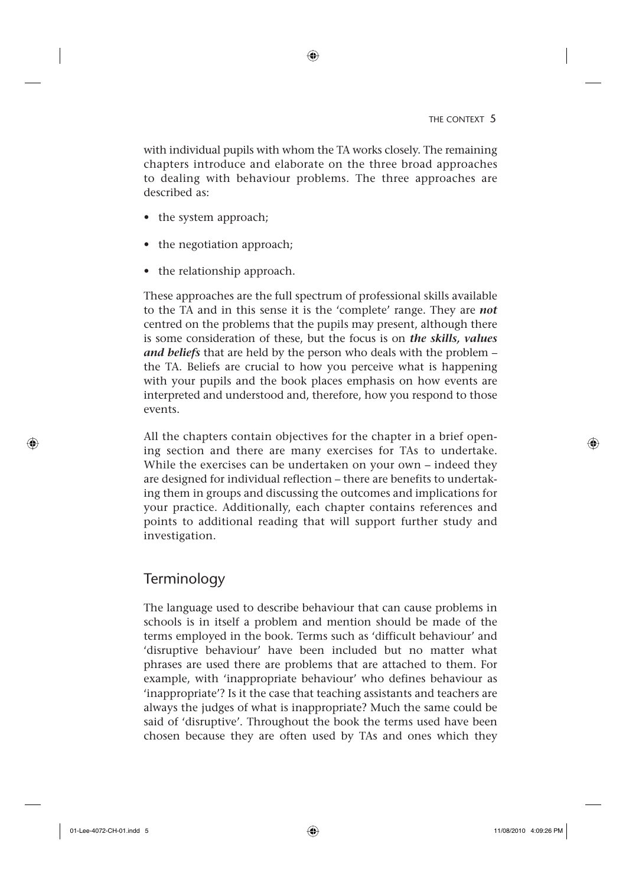with individual pupils with whom the TA works closely. The remaining chapters introduce and elaborate on the three broad approaches to dealing with behaviour problems. The three approaches are described as:

- the system approach;
- the negotiation approach;
- the relationship approach.

These approaches are the full spectrum of professional skills available to the TA and in this sense it is the 'complete' range. They are ***not*** centred on the problems that the pupils may present, although there is some consideration of these, but the focus is on ***the skills, values and beliefs*** that are held by the person who deals with the problem – the TA. Beliefs are crucial to how you perceive what is happening with your pupils and the book places emphasis on how events are interpreted and understood and, therefore, how you respond to those events.

All the chapters contain objectives for the chapter in a brief opening section and there are many exercises for TAs to undertake. While the exercises can be undertaken on your own – indeed they are designed for individual reflection – there are benefits to undertaking them in groups and discussing the outcomes and implications for your practice. Additionally, each chapter contains references and points to additional reading that will support further study and investigation.

## Terminology

The language used to describe behaviour that can cause problems in schools is in itself a problem and mention should be made of the terms employed in the book. Terms such as 'difficult behaviour' and 'disruptive behaviour' have been included but no matter what phrases are used there are problems that are attached to them. For example, with 'inappropriate behaviour' who defines behaviour as 'inappropriate'? Is it the case that teaching assistants and teachers are always the judges of what is inappropriate? Much the same could be said of 'disruptive'. Throughout the book the terms used have been chosen because they are often used by TAs and ones which they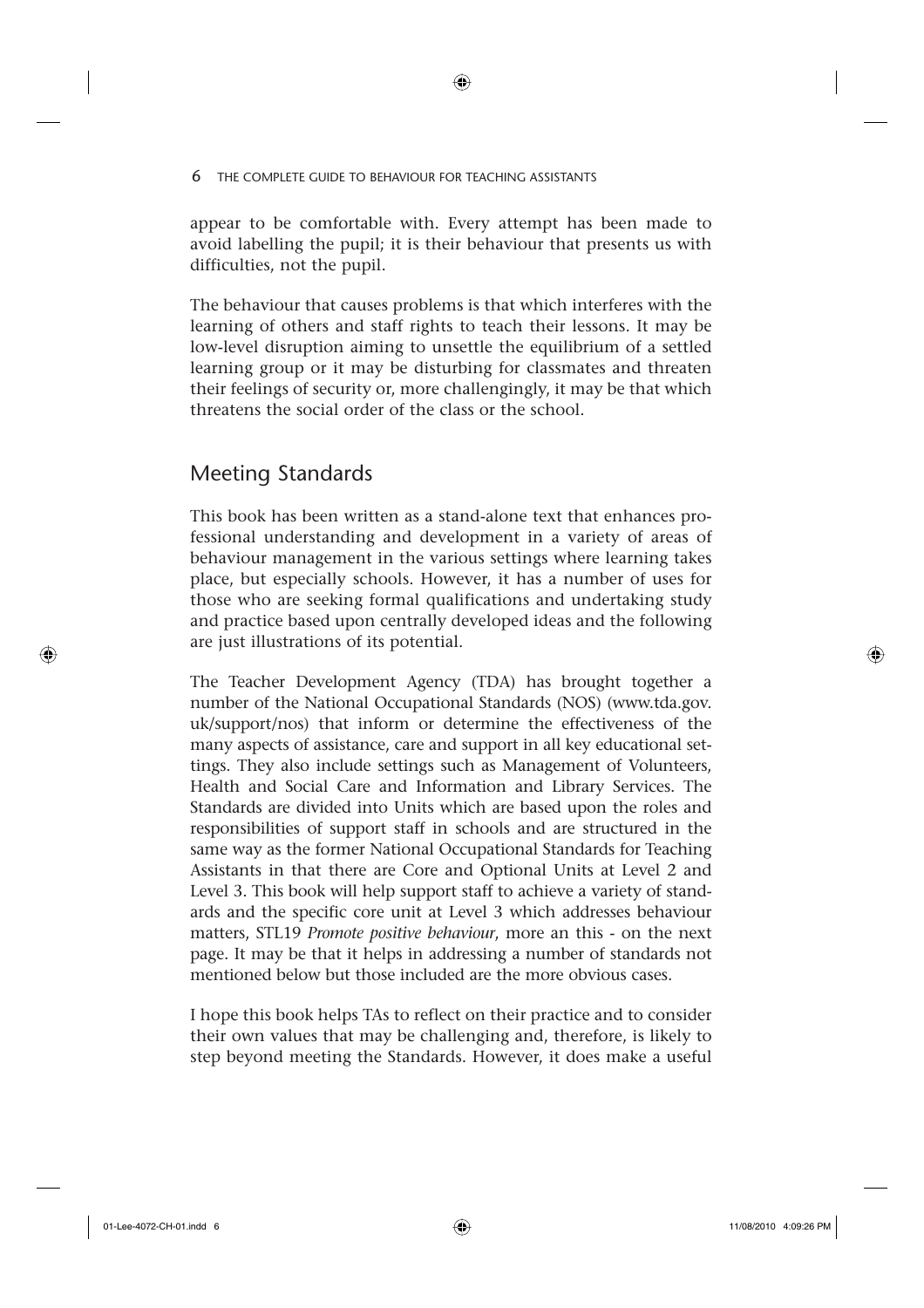appear to be comfortable with. Every attempt has been made to avoid labelling the pupil; it is their behaviour that presents us with difficulties, not the pupil.

The behaviour that causes problems is that which interferes with the learning of others and staff rights to teach their lessons. It may be low-level disruption aiming to unsettle the equilibrium of a settled learning group or it may be disturbing for classmates and threaten their feelings of security or, more challengingly, it may be that which threatens the social order of the class or the school.

## Meeting Standards

This book has been written as a stand-alone text that enhances professional understanding and development in a variety of areas of behaviour management in the various settings where learning takes place, but especially schools. However, it has a number of uses for those who are seeking formal qualifications and undertaking study and practice based upon centrally developed ideas and the following are just illustrations of its potential.

The Teacher Development Agency (TDA) has brought together a number of the National Occupational Standards (NOS) (www.tda.gov.uk/support/nos) that inform or determine the effectiveness of the many aspects of assistance, care and support in all key educational settings. They also include settings such as Management of Volunteers, Health and Social Care and Information and Library Services. The Standards are divided into Units which are based upon the roles and responsibilities of support staff in schools and are structured in the same way as the former National Occupational Standards for Teaching Assistants in that there are Core and Optional Units at Level 2 and Level 3. This book will help support staff to achieve a variety of standards and the specific core unit at Level 3 which addresses behaviour matters, STL19 *Promote positive behaviour*, more an this - on the next page. It may be that it helps in addressing a number of standards not mentioned below but those included are the more obvious cases.

I hope this book helps TAs to reflect on their practice and to consider their own values that may be challenging and, therefore, is likely to step beyond meeting the Standards. However, it does make a useful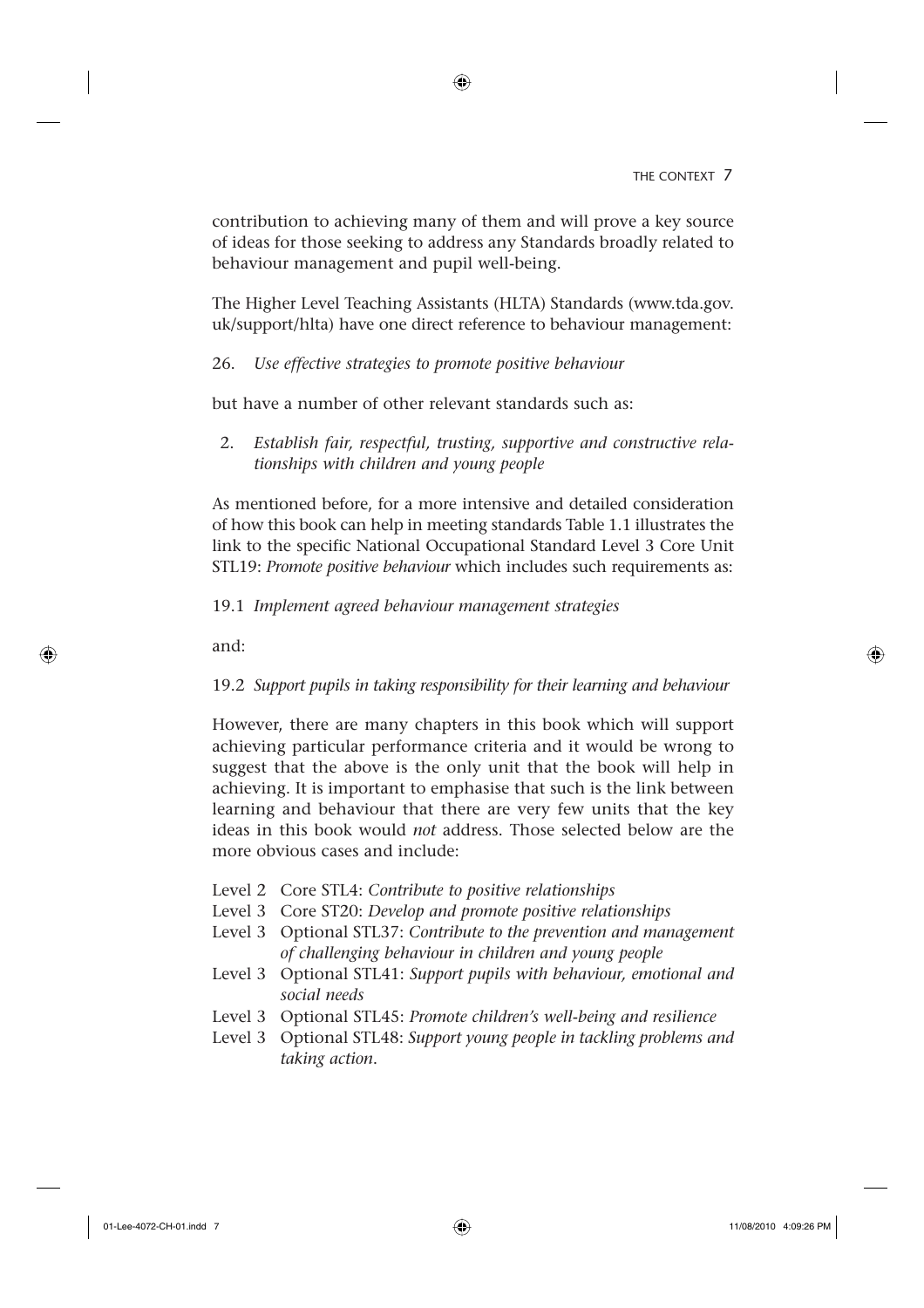contribution to achieving many of them and will prove a key source of ideas for those seeking to address any Standards broadly related to behaviour management and pupil well-being.

The Higher Level Teaching Assistants (HLTA) Standards (www.tda.gov.uk/support/hlta) have one direct reference to behaviour management:

26. *Use effective strategies to promote positive behaviour*

but have a number of other relevant standards such as:

2. *Establish fair, respectful, trusting, supportive and constructive relationships with children and young people*

As mentioned before, for a more intensive and detailed consideration of how this book can help in meeting standards Table 1.1 illustrates the link to the specific National Occupational Standard Level 3 Core Unit STL19: *Promote positive behaviour* which includes such requirements as:

19.1 *Implement agreed behaviour management strategies*

and:

19.2 *Support pupils in taking responsibility for their learning and behaviour*

However, there are many chapters in this book which will support achieving particular performance criteria and it would be wrong to suggest that the above is the only unit that the book will help in achieving. It is important to emphasise that such is the link between learning and behaviour that there are very few units that the key ideas in this book would *not* address. Those selected below are the more obvious cases and include:

- Level 2 Core STL4: *Contribute to positive relationships*
- Level 3 Core ST20: *Develop and promote positive relationships*
- Level 3 Optional STL37: *Contribute to the prevention and management of challenging behaviour in children and young people*
- Level 3 Optional STL41: *Support pupils with behaviour, emotional and social needs*
- Level 3 Optional STL45: *Promote children's well-being and resilience*
- Level 3 Optional STL48: *Support young people in tackling problems and taking action*.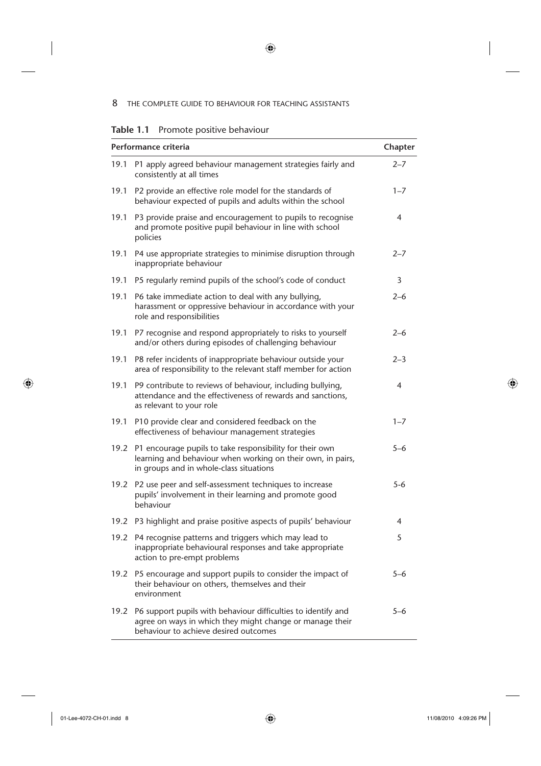**Table 1.1** Promote positive behaviour

| Performance criteria | | Chapter |
|---|---|---|
| 19.1 | P1 apply agreed behaviour management strategies fairly and consistently at all times | 2–7 |
| 19.1 | P2 provide an effective role model for the standards of behaviour expected of pupils and adults within the school | 1–7 |
| 19.1 | P3 provide praise and encouragement to pupils to recognise and promote positive pupil behaviour in line with school policies | 4 |
| 19.1 | P4 use appropriate strategies to minimise disruption through inappropriate behaviour | 2–7 |
| 19.1 | P5 regularly remind pupils of the school's code of conduct | 3 |
| 19.1 | P6 take immediate action to deal with any bullying, harassment or oppressive behaviour in accordance with your role and responsibilities | 2–6 |
| 19.1 | P7 recognise and respond appropriately to risks to yourself and/or others during episodes of challenging behaviour | 2–6 |
| 19.1 | P8 refer incidents of inappropriate behaviour outside your area of responsibility to the relevant staff member for action | 2–3 |
| 19.1 | P9 contribute to reviews of behaviour, including bullying, attendance and the effectiveness of rewards and sanctions, as relevant to your role | 4 |
| 19.1 | P10 provide clear and considered feedback on the effectiveness of behaviour management strategies | 1–7 |
| 19.2 | P1 encourage pupils to take responsibility for their own learning and behaviour when working on their own, in pairs, in groups and in whole-class situations | 5–6 |
| 19.2 | P2 use peer and self-assessment techniques to increase pupils' involvement in their learning and promote good behaviour | 5-6 |
| 19.2 | P3 highlight and praise positive aspects of pupils' behaviour | 4 |
| 19.2 | P4 recognise patterns and triggers which may lead to inappropriate behavioural responses and take appropriate action to pre-empt problems | 5 |
| 19.2 | P5 encourage and support pupils to consider the impact of their behaviour on others, themselves and their environment | 5–6 |
| 19.2 | P6 support pupils with behaviour difficulties to identify and agree on ways in which they might change or manage their behaviour to achieve desired outcomes | 5–6 |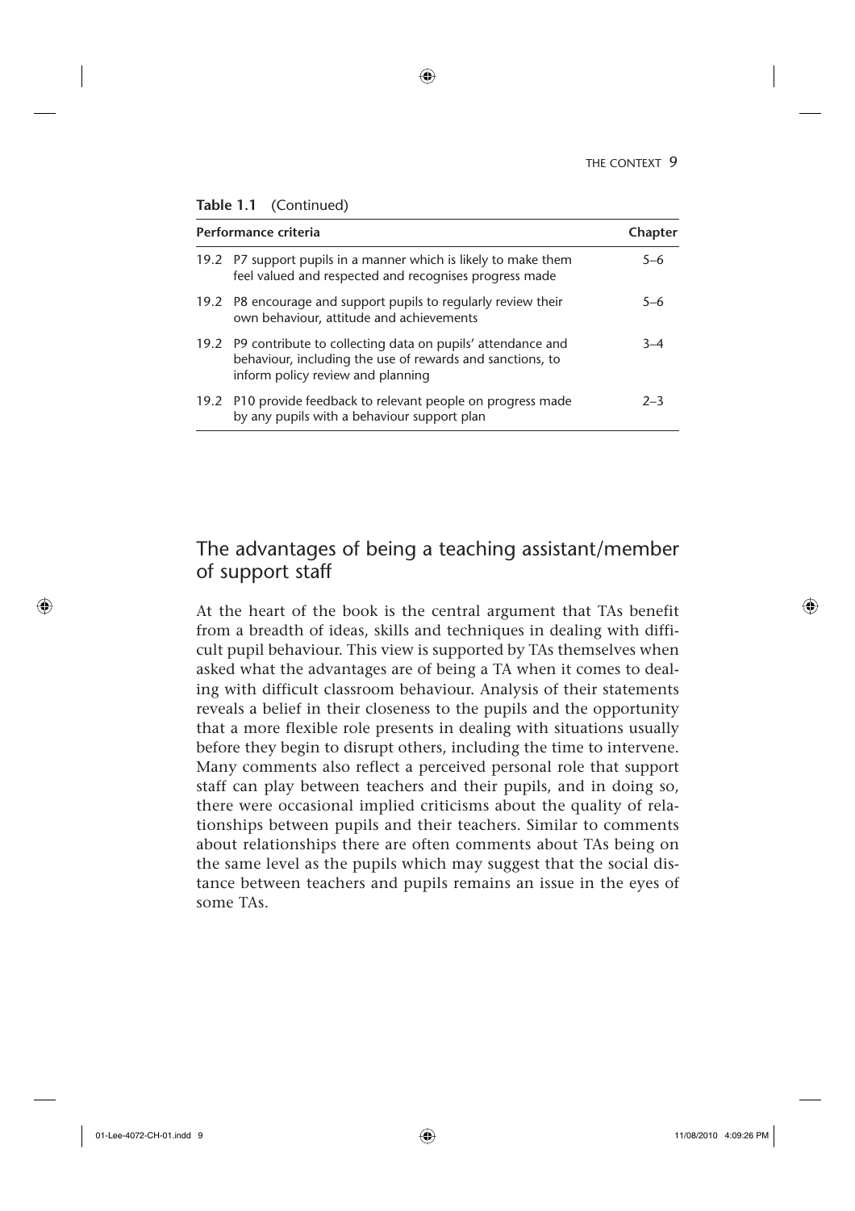**Table 1.1** (Continued)

| Performance criteria | Chapter |
|---|---|
| 19.2 P7 support pupils in a manner which is likely to make them feel valued and respected and recognises progress made | 5–6 |
| 19.2 P8 encourage and support pupils to regularly review their own behaviour, attitude and achievements | 5–6 |
| 19.2 P9 contribute to collecting data on pupils' attendance and behaviour, including the use of rewards and sanctions, to inform policy review and planning | 3–4 |
| 19.2 P10 provide feedback to relevant people on progress made by any pupils with a behaviour support plan | 2–3 |

## The advantages of being a teaching assistant/member of support staff

At the heart of the book is the central argument that TAs benefit from a breadth of ideas, skills and techniques in dealing with difficult pupil behaviour. This view is supported by TAs themselves when asked what the advantages are of being a TA when it comes to dealing with difficult classroom behaviour. Analysis of their statements reveals a belief in their closeness to the pupils and the opportunity that a more flexible role presents in dealing with situations usually before they begin to disrupt others, including the time to intervene. Many comments also reflect a perceived personal role that support staff can play between teachers and their pupils, and in doing so, there were occasional implied criticisms about the quality of relationships between pupils and their teachers. Similar to comments about relationships there are often comments about TAs being on the same level as the pupils which may suggest that the social distance between teachers and pupils remains an issue in the eyes of some TAs.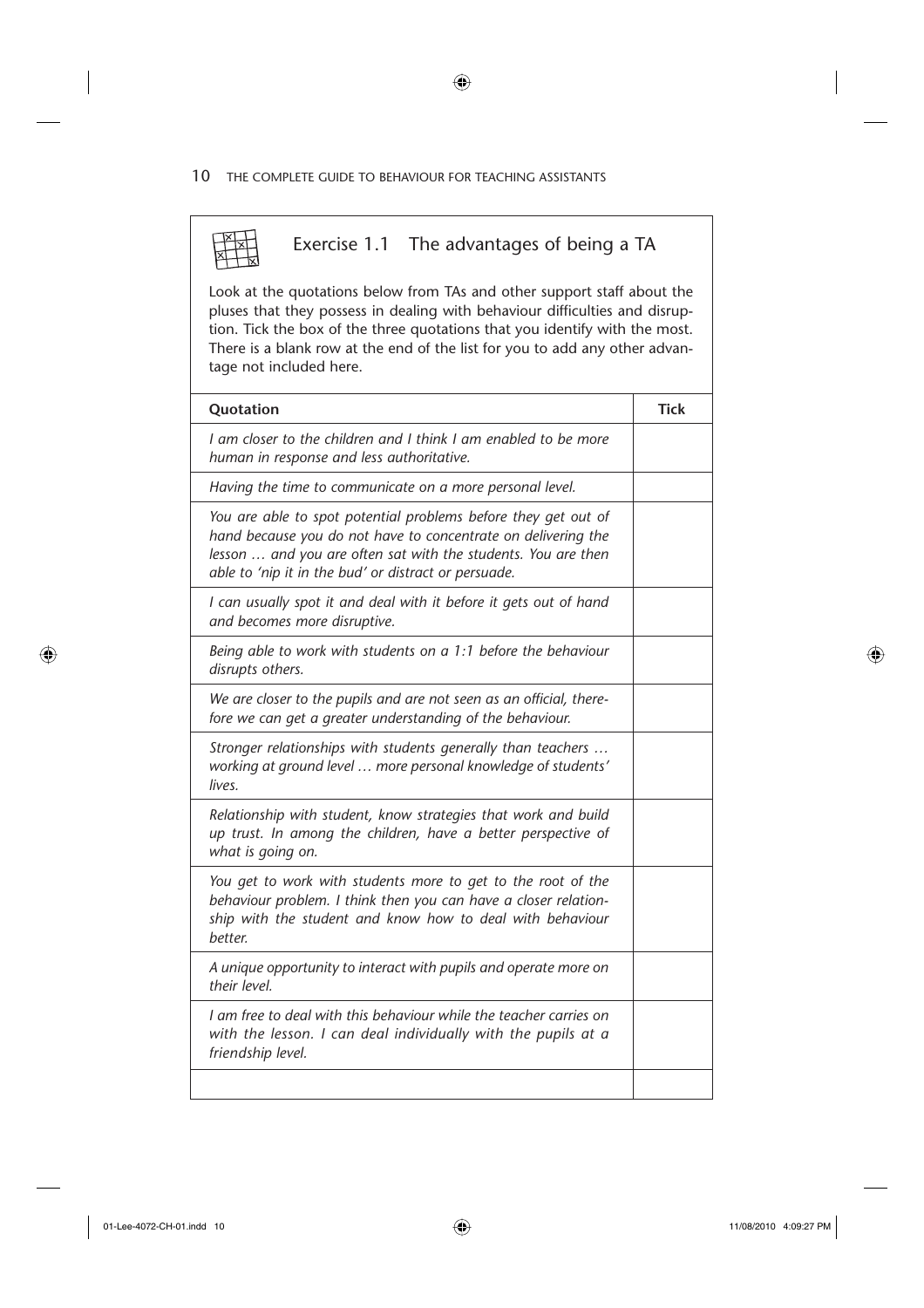## Exercise 1.1 The advantages of being a TA

Look at the quotations below from TAs and other support staff about the pluses that they possess in dealing with behaviour difficulties and disruption. Tick the box of the three quotations that you identify with the most. There is a blank row at the end of the list for you to add any other advantage not included here.

| Quotation | Tick |
|---|---|
| *I am closer to the children and I think I am enabled to be more human in response and less authoritative.* | |
| *Having the time to communicate on a more personal level.* | |
| *You are able to spot potential problems before they get out of hand because you do not have to concentrate on delivering the lesson … and you are often sat with the students. You are then able to 'nip it in the bud' or distract or persuade.* | |
| *I can usually spot it and deal with it before it gets out of hand and becomes more disruptive.* | |
| *Being able to work with students on a 1:1 before the behaviour disrupts others.* | |
| *We are closer to the pupils and are not seen as an official, therefore we can get a greater understanding of the behaviour.* | |
| *Stronger relationships with students generally than teachers … working at ground level … more personal knowledge of students' lives.* | |
| *Relationship with student, know strategies that work and build up trust. In among the children, have a better perspective of what is going on.* | |
| *You get to work with students more to get to the root of the behaviour problem. I think then you can have a closer relationship with the student and know how to deal with behaviour better.* | |
| *A unique opportunity to interact with pupils and operate more on their level.* | |
| *I am free to deal with this behaviour while the teacher carries on with the lesson. I can deal individually with the pupils at a friendship level.* | |
| | |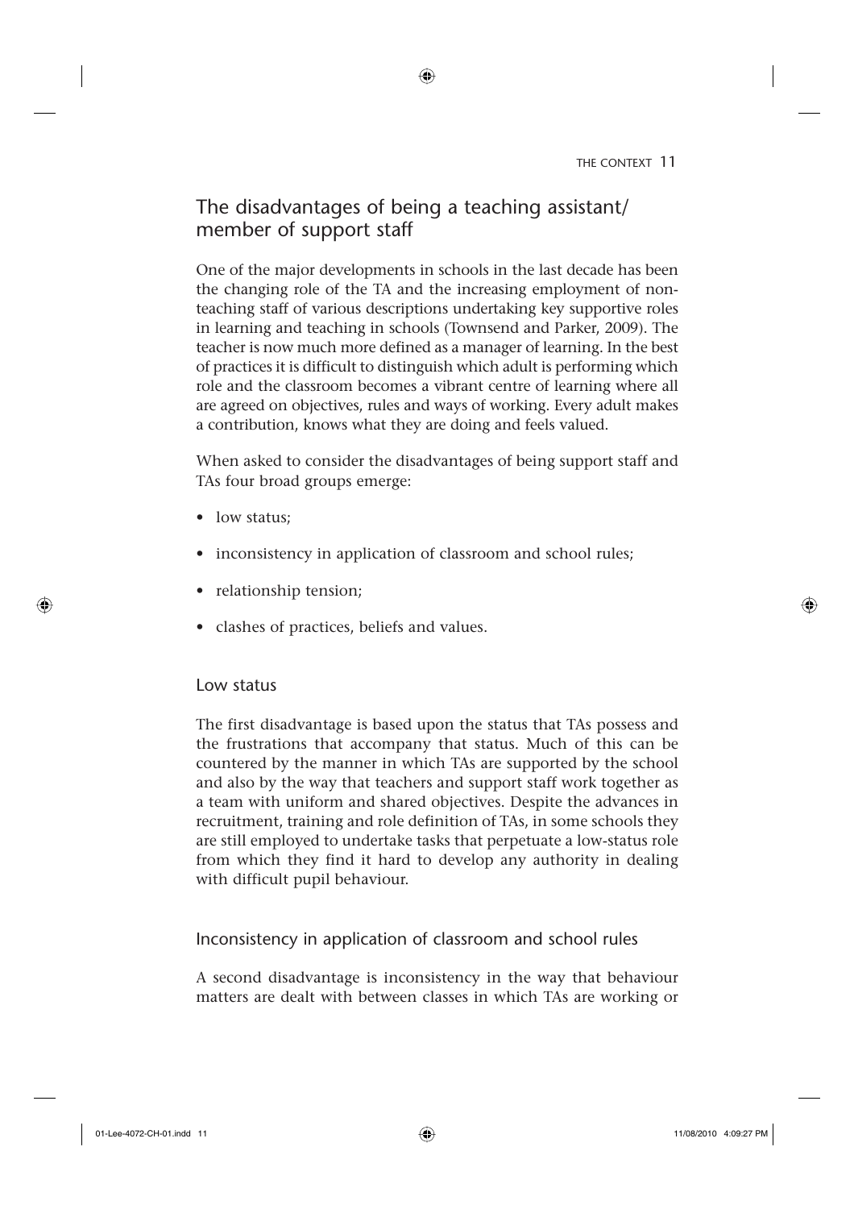## The disadvantages of being a teaching assistant/ member of support staff

One of the major developments in schools in the last decade has been the changing role of the TA and the increasing employment of non-teaching staff of various descriptions undertaking key supportive roles in learning and teaching in schools (Townsend and Parker, 2009). The teacher is now much more defined as a manager of learning. In the best of practices it is difficult to distinguish which adult is performing which role and the classroom becomes a vibrant centre of learning where all are agreed on objectives, rules and ways of working. Every adult makes a contribution, knows what they are doing and feels valued.

When asked to consider the disadvantages of being support staff and TAs four broad groups emerge:

- low status;
- inconsistency in application of classroom and school rules;
- relationship tension;
- clashes of practices, beliefs and values.

### Low status

The first disadvantage is based upon the status that TAs possess and the frustrations that accompany that status. Much of this can be countered by the manner in which TAs are supported by the school and also by the way that teachers and support staff work together as a team with uniform and shared objectives. Despite the advances in recruitment, training and role definition of TAs, in some schools they are still employed to undertake tasks that perpetuate a low-status role from which they find it hard to develop any authority in dealing with difficult pupil behaviour.

### Inconsistency in application of classroom and school rules

A second disadvantage is inconsistency in the way that behaviour matters are dealt with between classes in which TAs are working or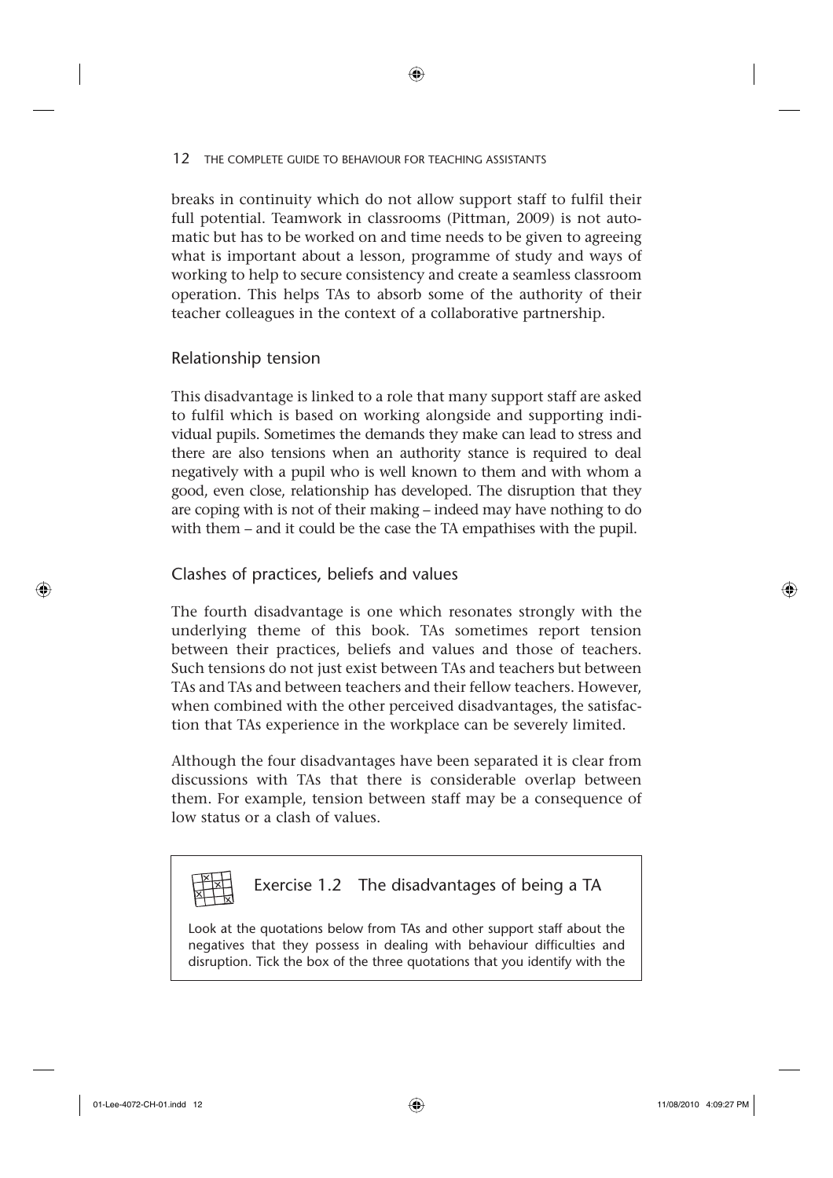breaks in continuity which do not allow support staff to fulfil their full potential. Teamwork in classrooms (Pittman, 2009) is not automatic but has to be worked on and time needs to be given to agreeing what is important about a lesson, programme of study and ways of working to help to secure consistency and create a seamless classroom operation. This helps TAs to absorb some of the authority of their teacher colleagues in the context of a collaborative partnership.

### Relationship tension

This disadvantage is linked to a role that many support staff are asked to fulfil which is based on working alongside and supporting individual pupils. Sometimes the demands they make can lead to stress and there are also tensions when an authority stance is required to deal negatively with a pupil who is well known to them and with whom a good, even close, relationship has developed. The disruption that they are coping with is not of their making – indeed may have nothing to do with them – and it could be the case the TA empathises with the pupil.

### Clashes of practices, beliefs and values

The fourth disadvantage is one which resonates strongly with the underlying theme of this book. TAs sometimes report tension between their practices, beliefs and values and those of teachers. Such tensions do not just exist between TAs and teachers but between TAs and TAs and between teachers and their fellow teachers. However, when combined with the other perceived disadvantages, the satisfaction that TAs experience in the workplace can be severely limited.

Although the four disadvantages have been separated it is clear from discussions with TAs that there is considerable overlap between them. For example, tension between staff may be a consequence of low status or a clash of values.

#### Exercise 1.2 The disadvantages of being a TA

Look at the quotations below from TAs and other support staff about the negatives that they possess in dealing with behaviour difficulties and disruption. Tick the box of the three quotations that you identify with the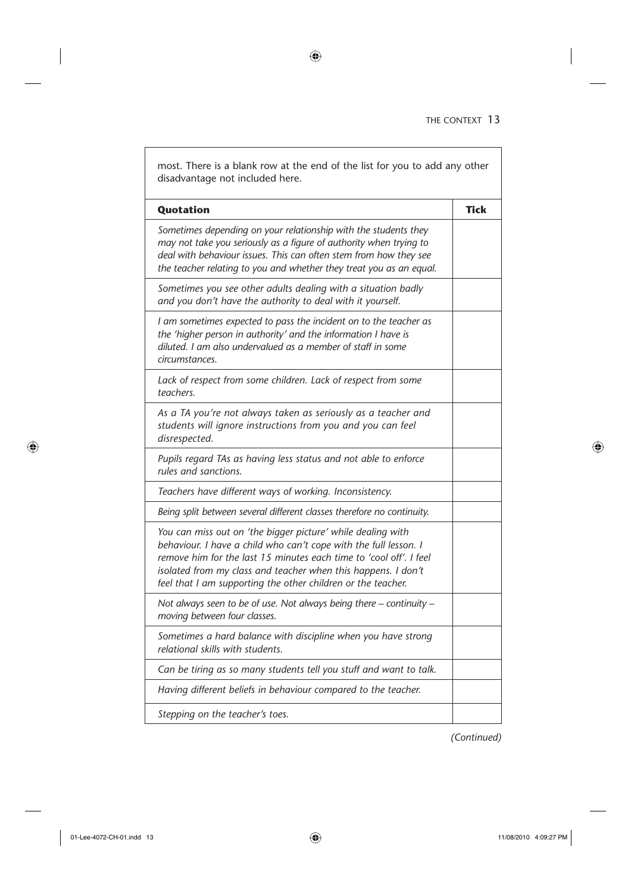most. There is a blank row at the end of the list for you to add any other disadvantage not included here.

| **Quotation** | **Tick** |
|---|---|
| *Sometimes depending on your relationship with the students they may not take you seriously as a figure of authority when trying to deal with behaviour issues. This can often stem from how they see the teacher relating to you and whether they treat you as an equal.* | |
| *Sometimes you see other adults dealing with a situation badly and you don't have the authority to deal with it yourself.* | |
| *I am sometimes expected to pass the incident on to the teacher as the 'higher person in authority' and the information I have is diluted. I am also undervalued as a member of staff in some circumstances.* | |
| *Lack of respect from some children. Lack of respect from some teachers.* | |
| *As a TA you're not always taken as seriously as a teacher and students will ignore instructions from you and you can feel disrespected.* | |
| *Pupils regard TAs as having less status and not able to enforce rules and sanctions.* | |
| *Teachers have different ways of working. Inconsistency.* | |
| *Being split between several different classes therefore no continuity.* | |
| *You can miss out on 'the bigger picture' while dealing with behaviour. I have a child who can't cope with the full lesson. I remove him for the last 15 minutes each time to 'cool off'. I feel isolated from my class and teacher when this happens. I don't feel that I am supporting the other children or the teacher.* | |
| *Not always seen to be of use. Not always being there – continuity – moving between four classes.* | |
| *Sometimes a hard balance with discipline when you have strong relational skills with students.* | |
| *Can be tiring as so many students tell you stuff and want to talk.* | |
| *Having different beliefs in behaviour compared to the teacher.* | |
| *Stepping on the teacher's toes.* | |

*(Continued)*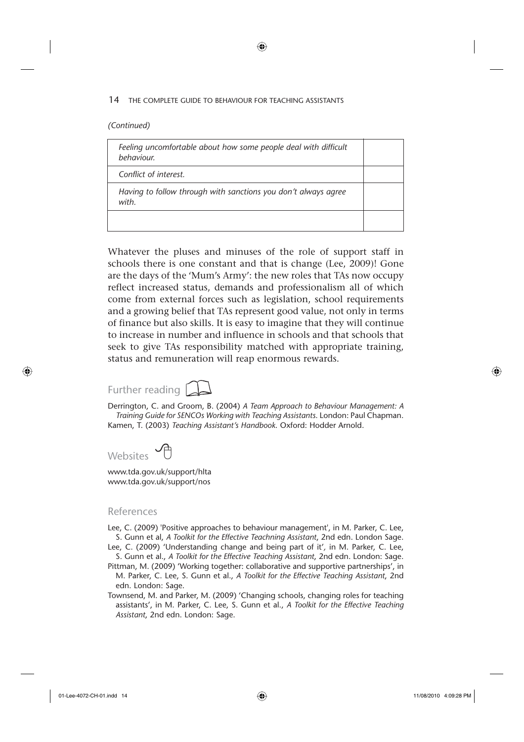*(Continued)*

| | |
|---|---|
| *Feeling uncomfortable about how some people deal with difficult behaviour.* | |
| *Conflict of interest.* | |
| *Having to follow through with sanctions you don't always agree with.* | |
| | |

Whatever the pluses and minuses of the role of support staff in schools there is one constant and that is change (Lee, 2009)! Gone are the days of the 'Mum's Army': the new roles that TAs now occupy reflect increased status, demands and professionalism all of which come from external forces such as legislation, school requirements and a growing belief that TAs represent good value, not only in terms of finance but also skills. It is easy to imagine that they will continue to increase in number and influence in schools and that schools that seek to give TAs responsibility matched with appropriate training, status and remuneration will reap enormous rewards.

## Further reading

Derrington, C. and Groom, B. (2004) *A Team Approach to Behaviour Management: A Training Guide for SENCOs Working with Teaching Assistants*. London: Paul Chapman.
Kamen, T. (2003) *Teaching Assistant's Handbook*. Oxford: Hodder Arnold.

## Websites

www.tda.gov.uk/support/hlta
www.tda.gov.uk/support/nos

## References

Lee, C. (2009) 'Positive approaches to behaviour management', in M. Parker, C. Lee, S. Gunn et al, *A Toolkit for the Effective Teachning Assistant*, 2nd edn. London Sage.

Lee, C. (2009) 'Understanding change and being part of it', in M. Parker, C. Lee, S. Gunn et al., *A Toolkit for the Effective Teaching Assistant*, 2nd edn. London: Sage.

Pittman, M. (2009) 'Working together: collaborative and supportive partnerships', in M. Parker, C. Lee, S. Gunn et al., *A Toolkit for the Effective Teaching Assistant*, 2nd edn. London: Sage.

Townsend, M. and Parker, M. (2009) 'Changing schools, changing roles for teaching assistants', in M. Parker, C. Lee, S. Gunn et al., *A Toolkit for the Effective Teaching Assistant*, 2nd edn. London: Sage.